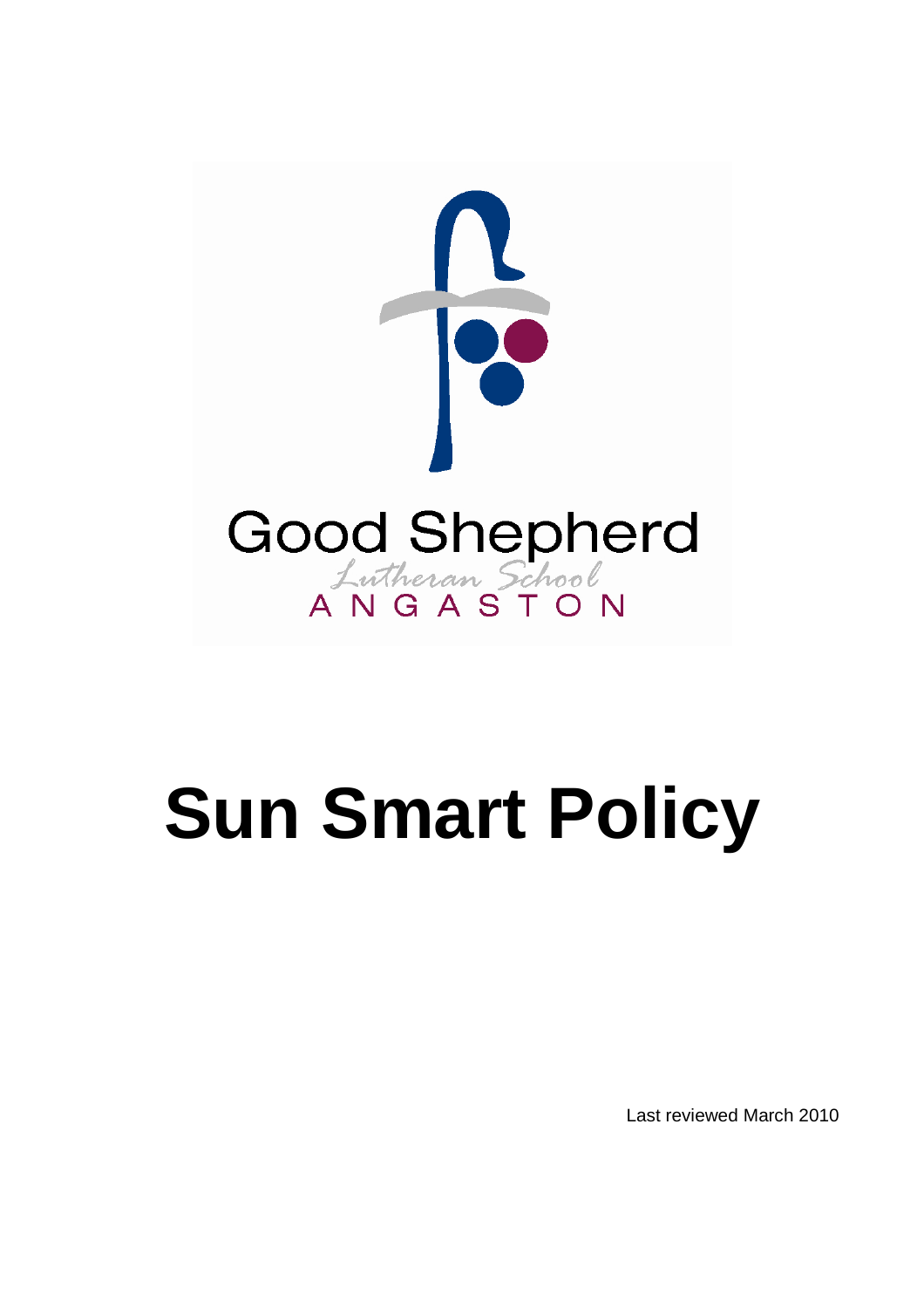Good Shepherd
Lutheran School
ANGASTON

# Sun Smart Policy

Last reviewed March 2010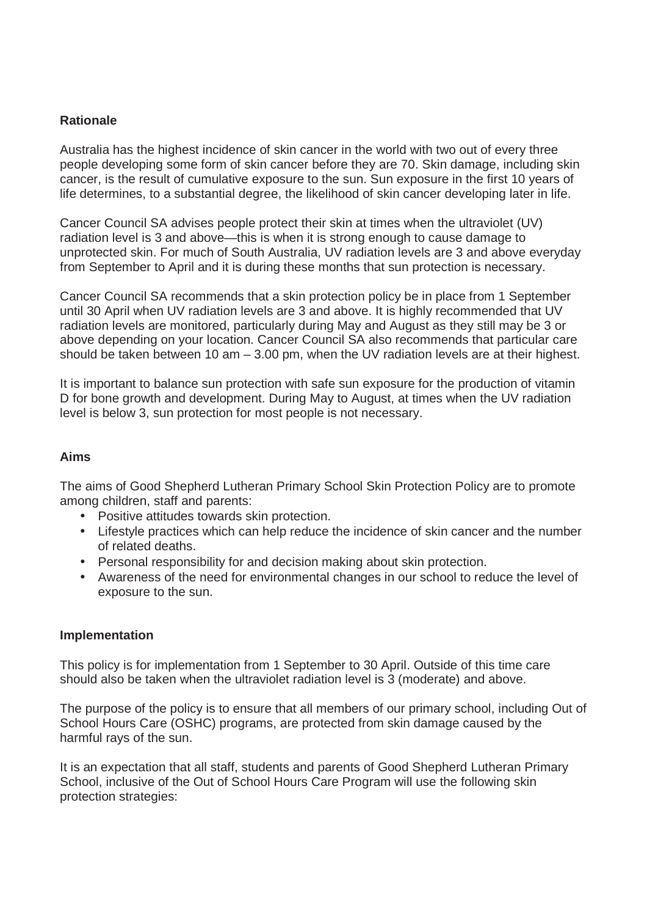**Rationale**

Australia has the highest incidence of skin cancer in the world with two out of every three people developing some form of skin cancer before they are 70. Skin damage, including skin cancer, is the result of cumulative exposure to the sun. Sun exposure in the first 10 years of life determines, to a substantial degree, the likelihood of skin cancer developing later in life.

Cancer Council SA advises people protect their skin at times when the ultraviolet (UV) radiation level is 3 and above—this is when it is strong enough to cause damage to unprotected skin. For much of South Australia, UV radiation levels are 3 and above everyday from September to April and it is during these months that sun protection is necessary.

Cancer Council SA recommends that a skin protection policy be in place from 1 September until 30 April when UV radiation levels are 3 and above. It is highly recommended that UV radiation levels are monitored, particularly during May and August as they still may be 3 or above depending on your location. Cancer Council SA also recommends that particular care should be taken between 10 am – 3.00 pm, when the UV radiation levels are at their highest.

It is important to balance sun protection with safe sun exposure for the production of vitamin D for bone growth and development. During May to August, at times when the UV radiation level is below 3, sun protection for most people is not necessary.

**Aims**

The aims of Good Shepherd Lutheran Primary School Skin Protection Policy are to promote among children, staff and parents:

- Positive attitudes towards skin protection.
- Lifestyle practices which can help reduce the incidence of skin cancer and the number of related deaths.
- Personal responsibility for and decision making about skin protection.
- Awareness of the need for environmental changes in our school to reduce the level of exposure to the sun.

**Implementation**

This policy is for implementation from 1 September to 30 April. Outside of this time care should also be taken when the ultraviolet radiation level is 3 (moderate) and above.

The purpose of the policy is to ensure that all members of our primary school, including Out of School Hours Care (OSHC) programs, are protected from skin damage caused by the harmful rays of the sun.

It is an expectation that all staff, students and parents of Good Shepherd Lutheran Primary School, inclusive of the Out of School Hours Care Program will use the following skin protection strategies: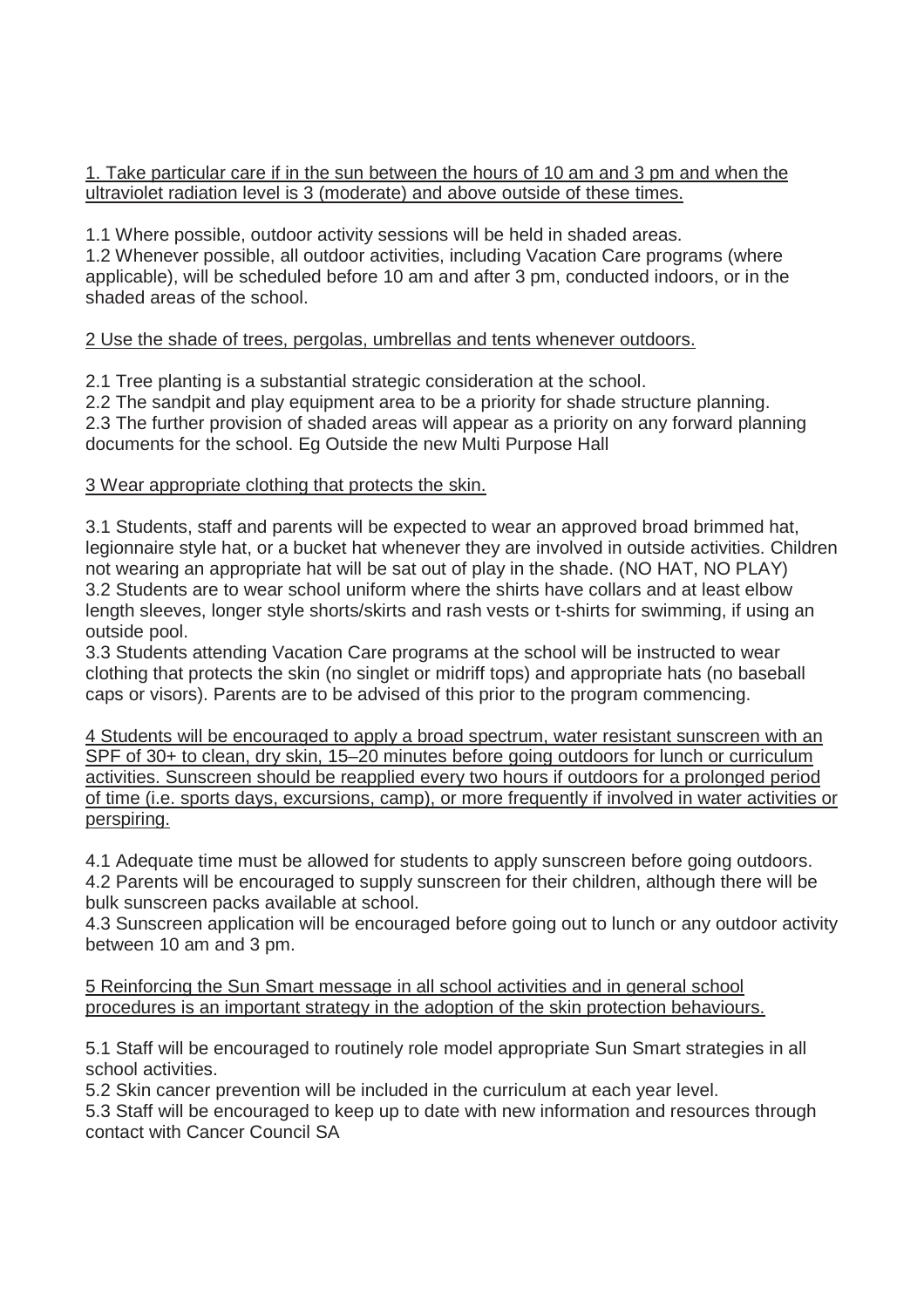<u>1. Take particular care if in the sun between the hours of 10 am and 3 pm and when the ultraviolet radiation level is 3 (moderate) and above outside of these times.</u>

1.1 Where possible, outdoor activity sessions will be held in shaded areas.
1.2 Whenever possible, all outdoor activities, including Vacation Care programs (where applicable), will be scheduled before 10 am and after 3 pm, conducted indoors, or in the shaded areas of the school.

<u>2 Use the shade of trees, pergolas, umbrellas and tents whenever outdoors.</u>

2.1 Tree planting is a substantial strategic consideration at the school.
2.2 The sandpit and play equipment area to be a priority for shade structure planning.
2.3 The further provision of shaded areas will appear as a priority on any forward planning documents for the school. Eg Outside the new Multi Purpose Hall

<u>3 Wear appropriate clothing that protects the skin.</u>

3.1 Students, staff and parents will be expected to wear an approved broad brimmed hat, legionnaire style hat, or a bucket hat whenever they are involved in outside activities. Children not wearing an appropriate hat will be sat out of play in the shade. (NO HAT, NO PLAY)
3.2 Students are to wear school uniform where the shirts have collars and at least elbow length sleeves, longer style shorts/skirts and rash vests or t-shirts for swimming, if using an outside pool.
3.3 Students attending Vacation Care programs at the school will be instructed to wear clothing that protects the skin (no singlet or midriff tops) and appropriate hats (no baseball caps or visors). Parents are to be advised of this prior to the program commencing.

<u>4 Students will be encouraged to apply a broad spectrum, water resistant sunscreen with an SPF of 30+ to clean, dry skin, 15–20 minutes before going outdoors for lunch or curriculum activities. Sunscreen should be reapplied every two hours if outdoors for a prolonged period of time (i.e. sports days, excursions, camp), or more frequently if involved in water activities or perspiring.</u>

4.1 Adequate time must be allowed for students to apply sunscreen before going outdoors.
4.2 Parents will be encouraged to supply sunscreen for their children, although there will be bulk sunscreen packs available at school.
4.3 Sunscreen application will be encouraged before going out to lunch or any outdoor activity between 10 am and 3 pm.

<u>5 Reinforcing the Sun Smart message in all school activities and in general school procedures is an important strategy in the adoption of the skin protection behaviours.</u>

5.1 Staff will be encouraged to routinely role model appropriate Sun Smart strategies in all school activities.
5.2 Skin cancer prevention will be included in the curriculum at each year level.
5.3 Staff will be encouraged to keep up to date with new information and resources through contact with Cancer Council SA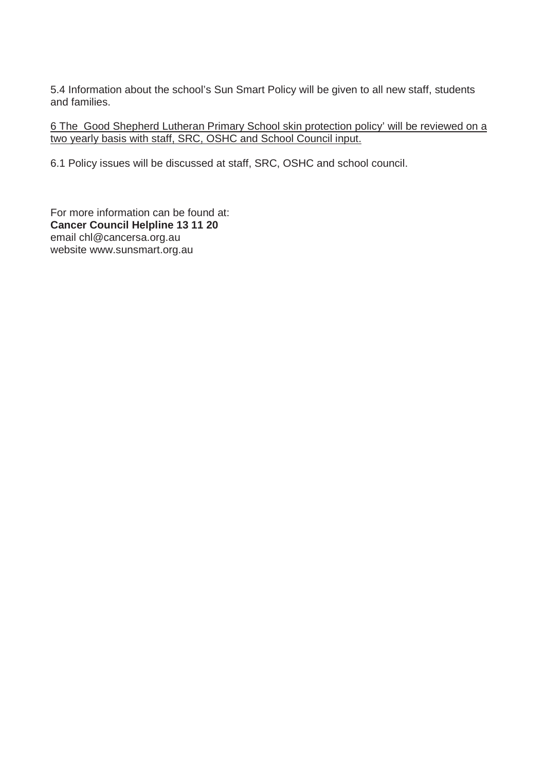5.4 Information about the school's Sun Smart Policy will be given to all new staff, students and families.

<u>6 The  Good Shepherd Lutheran Primary School skin protection policy' will be reviewed on a two yearly basis with staff, SRC, OSHC and School Council input.</u>

6.1 Policy issues will be discussed at staff, SRC, OSHC and school council.

For more information can be found at:
**Cancer Council Helpline 13 11 20**
email chl@cancersa.org.au
website www.sunsmart.org.au